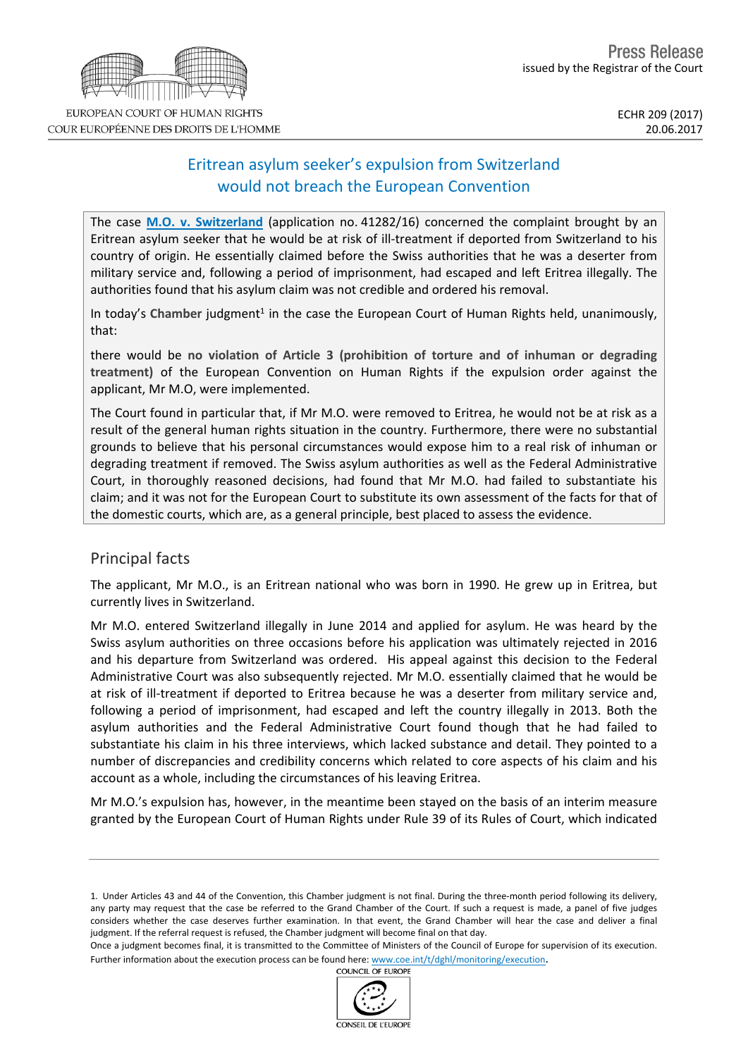EUROPEAN COURT OF HUMAN RIGHTS
COUR EUROPÉENNE DES DROITS DE L'HOMME

Press Release
issued by the Registrar of the Court

ECHR 209 (2017)
20.06.2017

# Eritrean asylum seeker's expulsion from Switzerland would not breach the European Convention

The case **M.O. v. Switzerland** (application no. 41282/16) concerned the complaint brought by an Eritrean asylum seeker that he would be at risk of ill-treatment if deported from Switzerland to his country of origin. He essentially claimed before the Swiss authorities that he was a deserter from military service and, following a period of imprisonment, had escaped and left Eritrea illegally. The authorities found that his asylum claim was not credible and ordered his removal.

In today's **Chamber** judgment[1] in the case the European Court of Human Rights held, unanimously, that:

there would be **no violation of Article 3 (prohibition of torture and of inhuman or degrading treatment)** of the European Convention on Human Rights if the expulsion order against the applicant, Mr M.O., were implemented.

The Court found in particular that, if Mr M.O. were removed to Eritrea, he would not be at risk as a result of the general human rights situation in the country. Furthermore, there were no substantial grounds to believe that his personal circumstances would expose him to a real risk of inhuman or degrading treatment if removed. The Swiss asylum authorities as well as the Federal Administrative Court, in thoroughly reasoned decisions, had found that Mr M.O. had failed to substantiate his claim; and it was not for the European Court to substitute its own assessment of the facts for that of the domestic courts, which are, as a general principle, best placed to assess the evidence.

## Principal facts

The applicant, Mr M.O., is an Eritrean national who was born in 1990. He grew up in Eritrea, but currently lives in Switzerland.

Mr M.O. entered Switzerland illegally in June 2014 and applied for asylum. He was heard by the Swiss asylum authorities on three occasions before his application was ultimately rejected in 2016 and his departure from Switzerland was ordered. His appeal against this decision to the Federal Administrative Court was also subsequently rejected. Mr M.O. essentially claimed that he would be at risk of ill-treatment if deported to Eritrea because he was a deserter from military service and, following a period of imprisonment, had escaped and left the country illegally in 2013. Both the asylum authorities and the Federal Administrative Court found though that he had failed to substantiate his claim in his three interviews, which lacked substance and detail. They pointed to a number of discrepancies and credibility concerns which related to core aspects of his claim and his account as a whole, including the circumstances of his leaving Eritrea.

Mr M.O.'s expulsion has, however, in the meantime been stayed on the basis of an interim measure granted by the European Court of Human Rights under Rule 39 of its Rules of Court, which indicated

---

1. Under Articles 43 and 44 of the Convention, this Chamber judgment is not final. During the three-month period following its delivery, any party may request that the case be referred to the Grand Chamber of the Court. If such a request is made, a panel of five judges considers whether the case deserves further examination. In that event, the Grand Chamber will hear the case and deliver a final judgment. If the referral request is refused, the Chamber judgment will become final on that day.
Once a judgment becomes final, it is transmitted to the Committee of Ministers of the Council of Europe for supervision of its execution. Further information about the execution process can be found here: www.coe.int/t/dghl/monitoring/execution.

COUNCIL OF EUROPE
CONSEIL DE L'EUROPE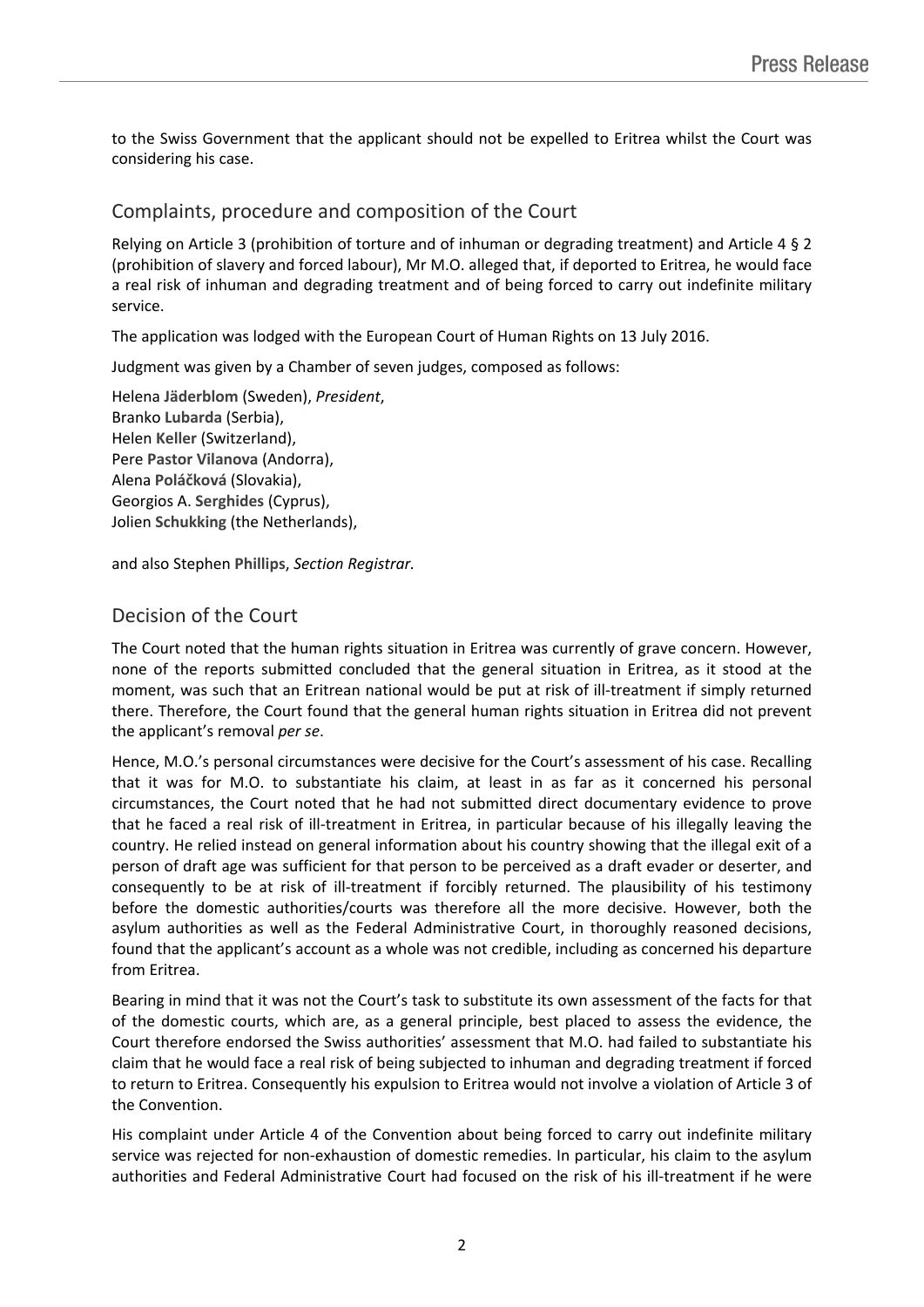to the Swiss Government that the applicant should not be expelled to Eritrea whilst the Court was considering his case.

## Complaints, procedure and composition of the Court

Relying on Article 3 (prohibition of torture and of inhuman or degrading treatment) and Article 4 § 2 (prohibition of slavery and forced labour), Mr M.O. alleged that, if deported to Eritrea, he would face a real risk of inhuman and degrading treatment and of being forced to carry out indefinite military service.

The application was lodged with the European Court of Human Rights on 13 July 2016.

Judgment was given by a Chamber of seven judges, composed as follows:

Helena **Jäderblom** (Sweden), *President*,
Branko **Lubarda** (Serbia),
Helen **Keller** (Switzerland),
Pere **Pastor Vilanova** (Andorra),
Alena **Poláčková** (Slovakia),
Georgios A. **Serghides** (Cyprus),
Jolien **Schukking** (the Netherlands),

and also Stephen **Phillips**, *Section Registrar.*

## Decision of the Court

The Court noted that the human rights situation in Eritrea was currently of grave concern. However, none of the reports submitted concluded that the general situation in Eritrea, as it stood at the moment, was such that an Eritrean national would be put at risk of ill-treatment if simply returned there. Therefore, the Court found that the general human rights situation in Eritrea did not prevent the applicant's removal *per se*.

Hence, M.O.'s personal circumstances were decisive for the Court's assessment of his case. Recalling that it was for M.O. to substantiate his claim, at least in as far as it concerned his personal circumstances, the Court noted that he had not submitted direct documentary evidence to prove that he faced a real risk of ill-treatment in Eritrea, in particular because of his illegally leaving the country. He relied instead on general information about his country showing that the illegal exit of a person of draft age was sufficient for that person to be perceived as a draft evader or deserter, and consequently to be at risk of ill-treatment if forcibly returned. The plausibility of his testimony before the domestic authorities/courts was therefore all the more decisive. However, both the asylum authorities as well as the Federal Administrative Court, in thoroughly reasoned decisions, found that the applicant's account as a whole was not credible, including as concerned his departure from Eritrea.

Bearing in mind that it was not the Court's task to substitute its own assessment of the facts for that of the domestic courts, which are, as a general principle, best placed to assess the evidence, the Court therefore endorsed the Swiss authorities' assessment that M.O. had failed to substantiate his claim that he would face a real risk of being subjected to inhuman and degrading treatment if forced to return to Eritrea. Consequently his expulsion to Eritrea would not involve a violation of Article 3 of the Convention.

His complaint under Article 4 of the Convention about being forced to carry out indefinite military service was rejected for non-exhaustion of domestic remedies. In particular, his claim to the asylum authorities and Federal Administrative Court had focused on the risk of his ill-treatment if he were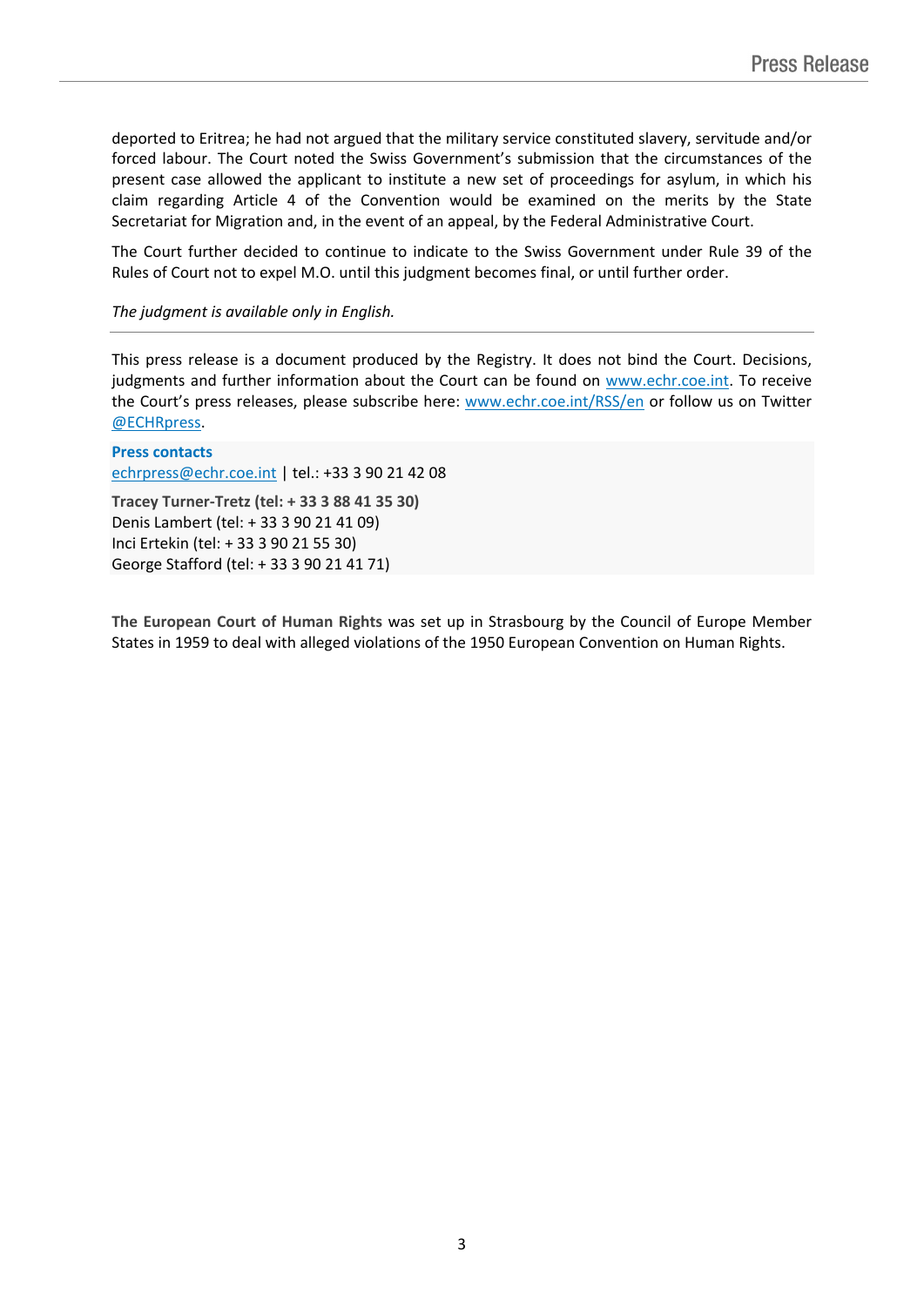deported to Eritrea; he had not argued that the military service constituted slavery, servitude and/or forced labour. The Court noted the Swiss Government's submission that the circumstances of the present case allowed the applicant to institute a new set of proceedings for asylum, in which his claim regarding Article 4 of the Convention would be examined on the merits by the State Secretariat for Migration and, in the event of an appeal, by the Federal Administrative Court.

The Court further decided to continue to indicate to the Swiss Government under Rule 39 of the Rules of Court not to expel M.O. until this judgment becomes final, or until further order.

*The judgment is available only in English.*

---

This press release is a document produced by the Registry. It does not bind the Court. Decisions, judgments and further information about the Court can be found on [www.echr.coe.int](www.echr.coe.int). To receive the Court's press releases, please subscribe here: [www.echr.coe.int/RSS/en](www.echr.coe.int/RSS/en) or follow us on Twitter [@ECHRpress](@ECHRpress).

**Press contacts**
[echrpress@echr.coe.int](mailto:echrpress@echr.coe.int) | tel.: +33 3 90 21 42 08

**Tracey Turner-Tretz (tel: + 33 3 88 41 35 30)**
Denis Lambert (tel: + 33 3 90 21 41 09)
Inci Ertekin (tel: + 33 3 90 21 55 30)
George Stafford (tel: + 33 3 90 21 41 71)

**The European Court of Human Rights** was set up in Strasbourg by the Council of Europe Member States in 1959 to deal with alleged violations of the 1950 European Convention on Human Rights.